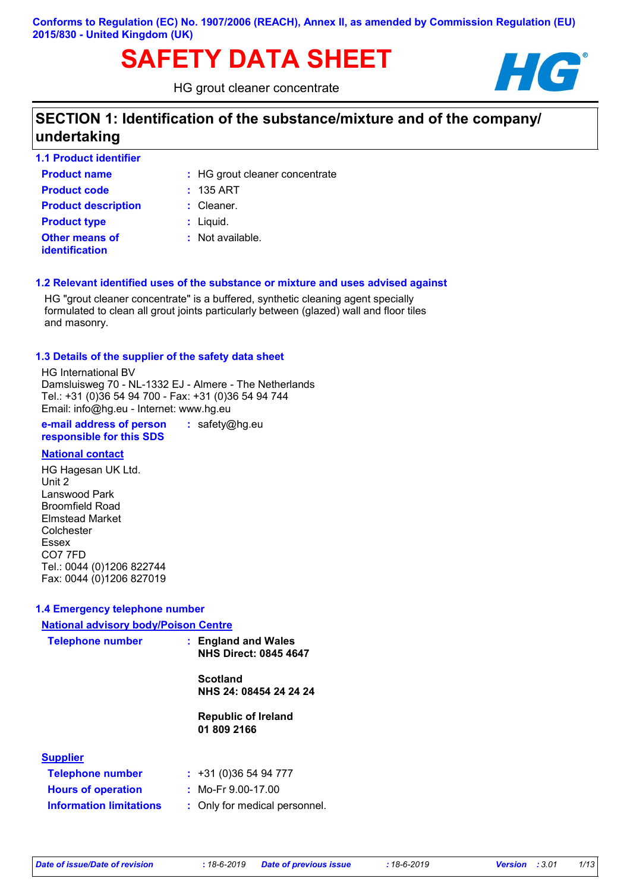Conforms to Regulation (EC) No. 1907/2006 (REACH), Annex II, as amended by Commission Regulation (EU) 2015/830 - United Kingdom (UK)

# SAFETY DATA SHEET

HG grout cleaner concentrate

## SECTION 1: Identification of the substance/mixture and of the company/ undertaking

### 1.1 Product identifier

**Product name** : HG grout cleaner concentrate

**Product code** : 135 ART

**Product description** : Cleaner.

**Product type** : Liquid.

**Other means of identification** : Not available.

### 1.2 Relevant identified uses of the substance or mixture and uses advised against

HG "grout cleaner concentrate" is a buffered, synthetic cleaning agent specially formulated to clean all grout joints particularly between (glazed) wall and floor tiles and masonry.

### 1.3 Details of the supplier of the safety data sheet

HG International BV
Damsluisweg 70 - NL-1332 EJ - Almere - The Netherlands
Tel.: +31 (0)36 54 94 700 - Fax: +31 (0)36 54 94 744
Email: info@hg.eu - Internet: www.hg.eu

**e-mail address of person responsible for this SDS** : safety@hg.eu

**National contact**

HG Hagesan UK Ltd.
Unit 2
Lanswood Park
Broomfield Road
Elmstead Market
Colchester
Essex
CO7 7FD
Tel.: 0044 (0)1206 822744
Fax: 0044 (0)1206 827019

### 1.4 Emergency telephone number

**National advisory body/Poison Centre**

**Telephone number** :

**England and Wales**
**NHS Direct: 0845 4647**

**Scotland**
**NHS 24: 08454 24 24 24**

**Republic of Ireland**
**01 809 2166**

**Supplier**

**Telephone number** : +31 (0)36 54 94 777

**Hours of operation** : Mo-Fr 9.00-17.00

**Information limitations** : Only for medical personnel.

*Date of issue/Date of revision* : 18-6-2019 *Date of previous issue* : 18-6-2019 *Version* : 3.01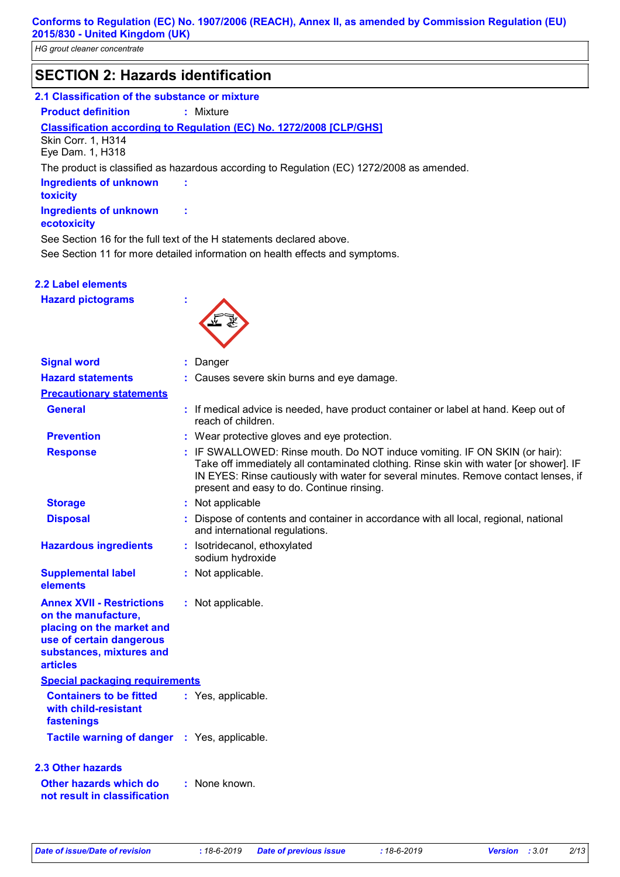## SECTION 2: Hazards identification

### 2.1 Classification of the substance or mixture

**Product definition** : Mixture

**Classification according to Regulation (EC) No. 1272/2008 [CLP/GHS]**

Skin Corr. 1, H314
Eye Dam. 1, H318

The product is classified as hazardous according to Regulation (EC) 1272/2008 as amended.

**Ingredients of unknown toxicity** :

**Ingredients of unknown ecotoxicity** :

See Section 16 for the full text of the H statements declared above.
See Section 11 for more detailed information on health effects and symptoms.

### 2.2 Label elements

**Hazard pictograms** :

**Signal word** : Danger

**Hazard statements** : Causes severe skin burns and eye damage.

**Precautionary statements**

**General** : If medical advice is needed, have product container or label at hand. Keep out of reach of children.

**Prevention** : Wear protective gloves and eye protection.

**Response** : IF SWALLOWED: Rinse mouth. Do NOT induce vomiting. IF ON SKIN (or hair): Take off immediately all contaminated clothing. Rinse skin with water [or shower]. IF IN EYES: Rinse cautiously with water for several minutes. Remove contact lenses, if present and easy to do. Continue rinsing.

**Storage** : Not applicable

**Disposal** : Dispose of contents and container in accordance with all local, regional, national and international regulations.

**Hazardous ingredients** : Isotridecanol, ethoxylated
sodium hydroxide

**Supplemental label elements** : Not applicable.

**Annex XVII - Restrictions on the manufacture, placing on the market and use of certain dangerous substances, mixtures and articles** : Not applicable.

**Special packaging requirements**

**Containers to be fitted with child-resistant fastenings** : Yes, applicable.

**Tactile warning of danger** : Yes, applicable.

### 2.3 Other hazards

**Other hazards which do not result in classification** : None known.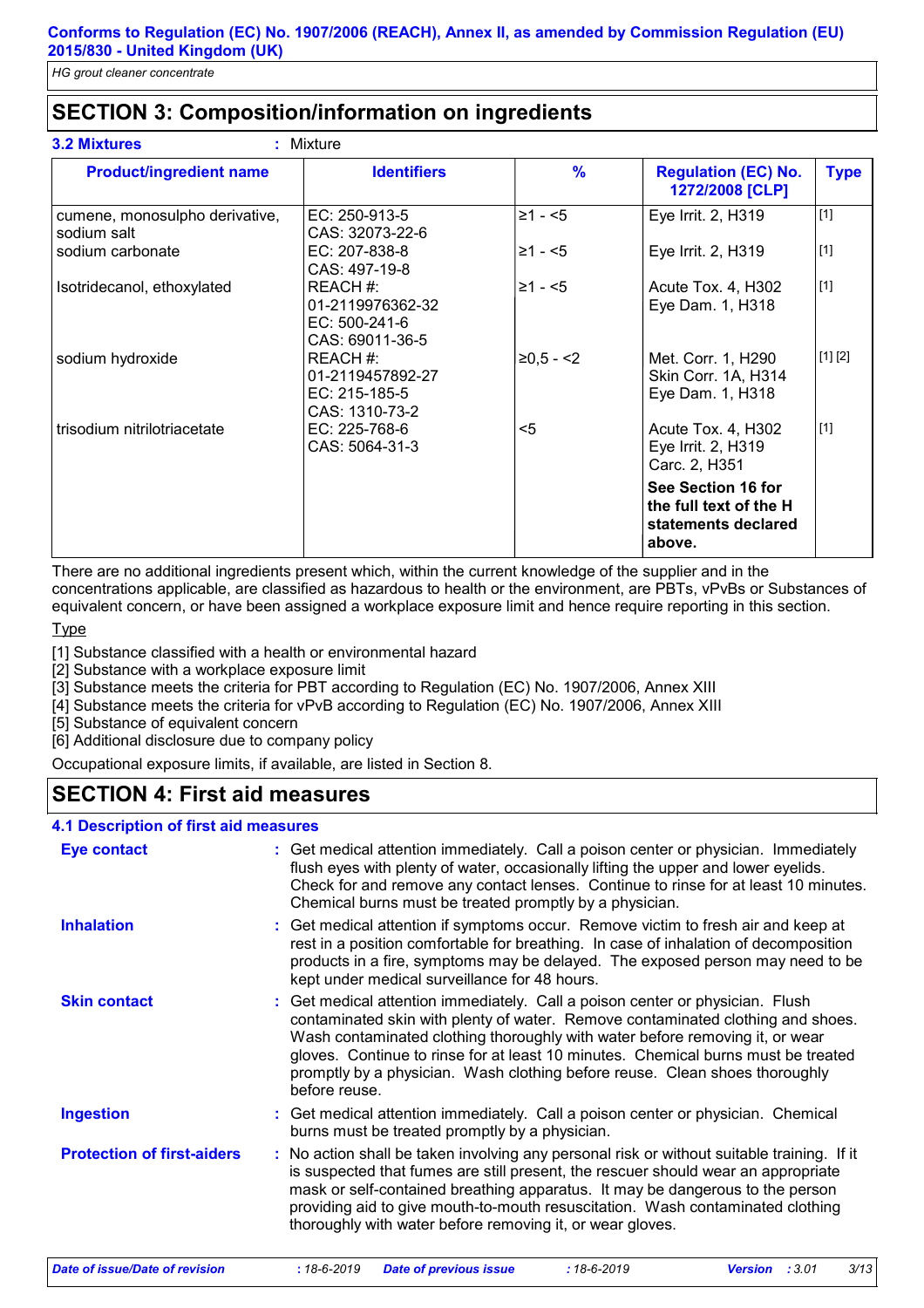## SECTION 3: Composition/information on ingredients

**3.2 Mixtures** : Mixture

| Product/ingredient name | Identifiers | % | Regulation (EC) No. 1272/2008 [CLP] | Type |
|---|---|---|---|---|
| cumene, monosulpho derivative, sodium salt | EC: 250-913-5<br>CAS: 32073-22-6 | ≥1 - <5 | Eye Irrit. 2, H319 | [1] |
| sodium carbonate | EC: 207-838-8<br>CAS: 497-19-8 | ≥1 - <5 | Eye Irrit. 2, H319 | [1] |
| Isotridecanol, ethoxylated | REACH #: 01-2119976362-32<br>EC: 500-241-6<br>CAS: 69011-36-5 | ≥1 - <5 | Acute Tox. 4, H302<br>Eye Dam. 1, H318 | [1] |
| sodium hydroxide | REACH #: 01-2119457892-27<br>EC: 215-185-5<br>CAS: 1310-73-2 | ≥0,5 - <2 | Met. Corr. 1, H290<br>Skin Corr. 1A, H314<br>Eye Dam. 1, H318 | [1] [2] |
| trisodium nitrilotriacetate | EC: 225-768-6<br>CAS: 5064-31-3 | <5 | Acute Tox. 4, H302<br>Eye Irrit. 2, H319<br>Carc. 2, H351 | [1] |
| | | | **See Section 16 for the full text of the H statements declared above.** | |

There are no additional ingredients present which, within the current knowledge of the supplier and in the concentrations applicable, are classified as hazardous to health or the environment, are PBTs, vPvBs or Substances of equivalent concern, or have been assigned a workplace exposure limit and hence require reporting in this section.

Type

[1] Substance classified with a health or environmental hazard
[2] Substance with a workplace exposure limit
[3] Substance meets the criteria for PBT according to Regulation (EC) No. 1907/2006, Annex XIII
[4] Substance meets the criteria for vPvB according to Regulation (EC) No. 1907/2006, Annex XIII
[5] Substance of equivalent concern
[6] Additional disclosure due to company policy

Occupational exposure limits, if available, are listed in Section 8.

## SECTION 4: First aid measures

### 4.1 Description of first aid measures

**Eye contact** : Get medical attention immediately. Call a poison center or physician. Immediately flush eyes with plenty of water, occasionally lifting the upper and lower eyelids. Check for and remove any contact lenses. Continue to rinse for at least 10 minutes. Chemical burns must be treated promptly by a physician.

**Inhalation** : Get medical attention if symptoms occur. Remove victim to fresh air and keep at rest in a position comfortable for breathing. In case of inhalation of decomposition products in a fire, symptoms may be delayed. The exposed person may need to be kept under medical surveillance for 48 hours.

**Skin contact** : Get medical attention immediately. Call a poison center or physician. Flush contaminated skin with plenty of water. Remove contaminated clothing and shoes. Wash contaminated clothing thoroughly with water before removing it, or wear gloves. Continue to rinse for at least 10 minutes. Chemical burns must be treated promptly by a physician. Wash clothing before reuse. Clean shoes thoroughly before reuse.

**Ingestion** : Get medical attention immediately. Call a poison center or physician. Chemical burns must be treated promptly by a physician.

**Protection of first-aiders** : No action shall be taken involving any personal risk or without suitable training. If it is suspected that fumes are still present, the rescuer should wear an appropriate mask or self-contained breathing apparatus. It may be dangerous to the person providing aid to give mouth-to-mouth resuscitation. Wash contaminated clothing thoroughly with water before removing it, or wear gloves.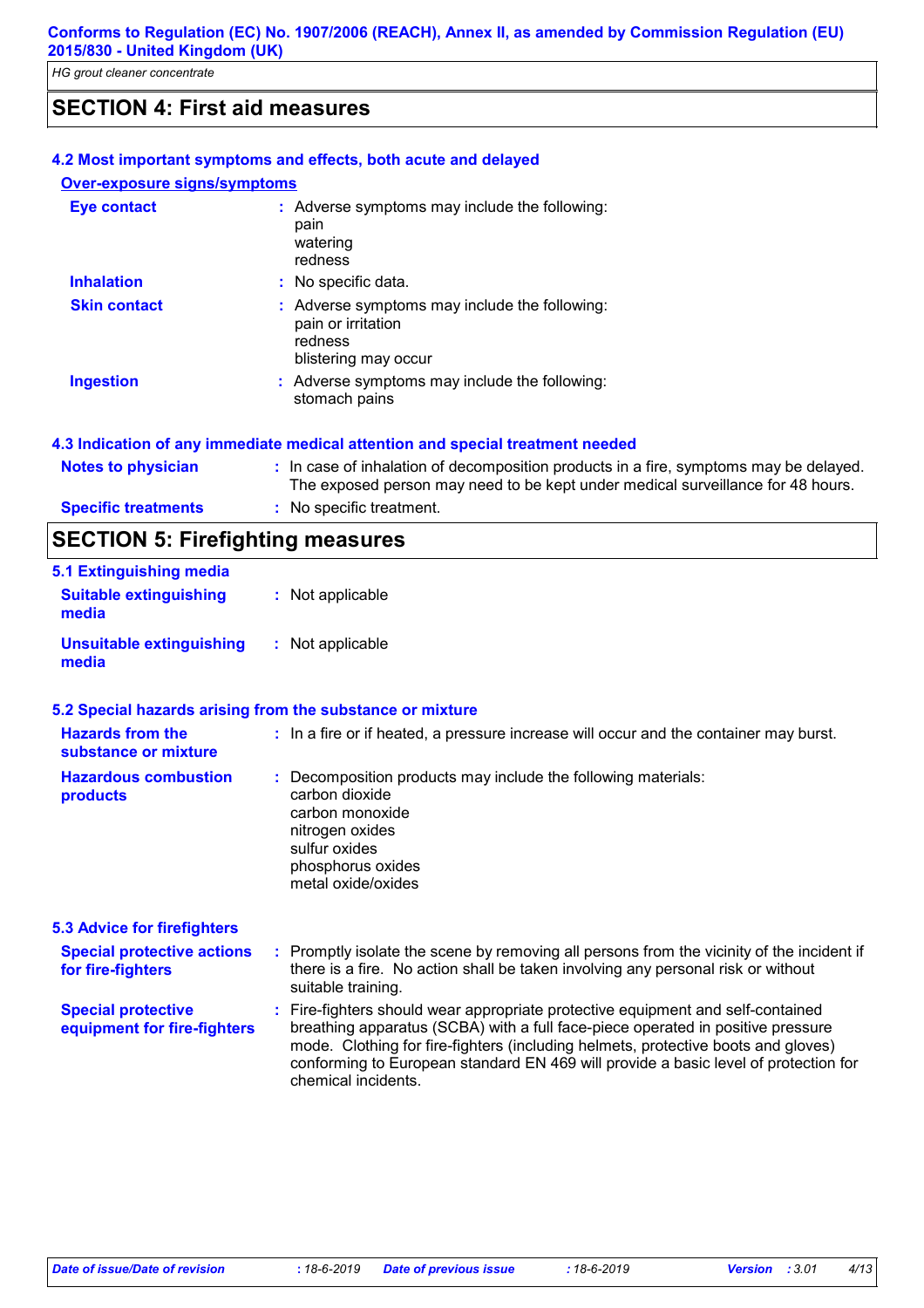## SECTION 4: First aid measures

### 4.2 Most important symptoms and effects, both acute and delayed

**Over-exposure signs/symptoms**

**Eye contact** : Adverse symptoms may include the following:
pain
watering
redness

**Inhalation** : No specific data.

**Skin contact** : Adverse symptoms may include the following:
pain or irritation
redness
blistering may occur

**Ingestion** : Adverse symptoms may include the following:
stomach pains

### 4.3 Indication of any immediate medical attention and special treatment needed

**Notes to physician** : In case of inhalation of decomposition products in a fire, symptoms may be delayed. The exposed person may need to be kept under medical surveillance for 48 hours.

**Specific treatments** : No specific treatment.

## SECTION 5: Firefighting measures

### 5.1 Extinguishing media

**Suitable extinguishing media** : Not applicable

**Unsuitable extinguishing media** : Not applicable

### 5.2 Special hazards arising from the substance or mixture

**Hazards from the substance or mixture** : In a fire or if heated, a pressure increase will occur and the container may burst.

**Hazardous combustion products** : Decomposition products may include the following materials:
carbon dioxide
carbon monoxide
nitrogen oxides
sulfur oxides
phosphorus oxides
metal oxide/oxides

### 5.3 Advice for firefighters

**Special protective actions for fire-fighters** : Promptly isolate the scene by removing all persons from the vicinity of the incident if there is a fire. No action shall be taken involving any personal risk or without suitable training.

**Special protective equipment for fire-fighters** : Fire-fighters should wear appropriate protective equipment and self-contained breathing apparatus (SCBA) with a full face-piece operated in positive pressure mode. Clothing for fire-fighters (including helmets, protective boots and gloves) conforming to European standard EN 469 will provide a basic level of protection for chemical incidents.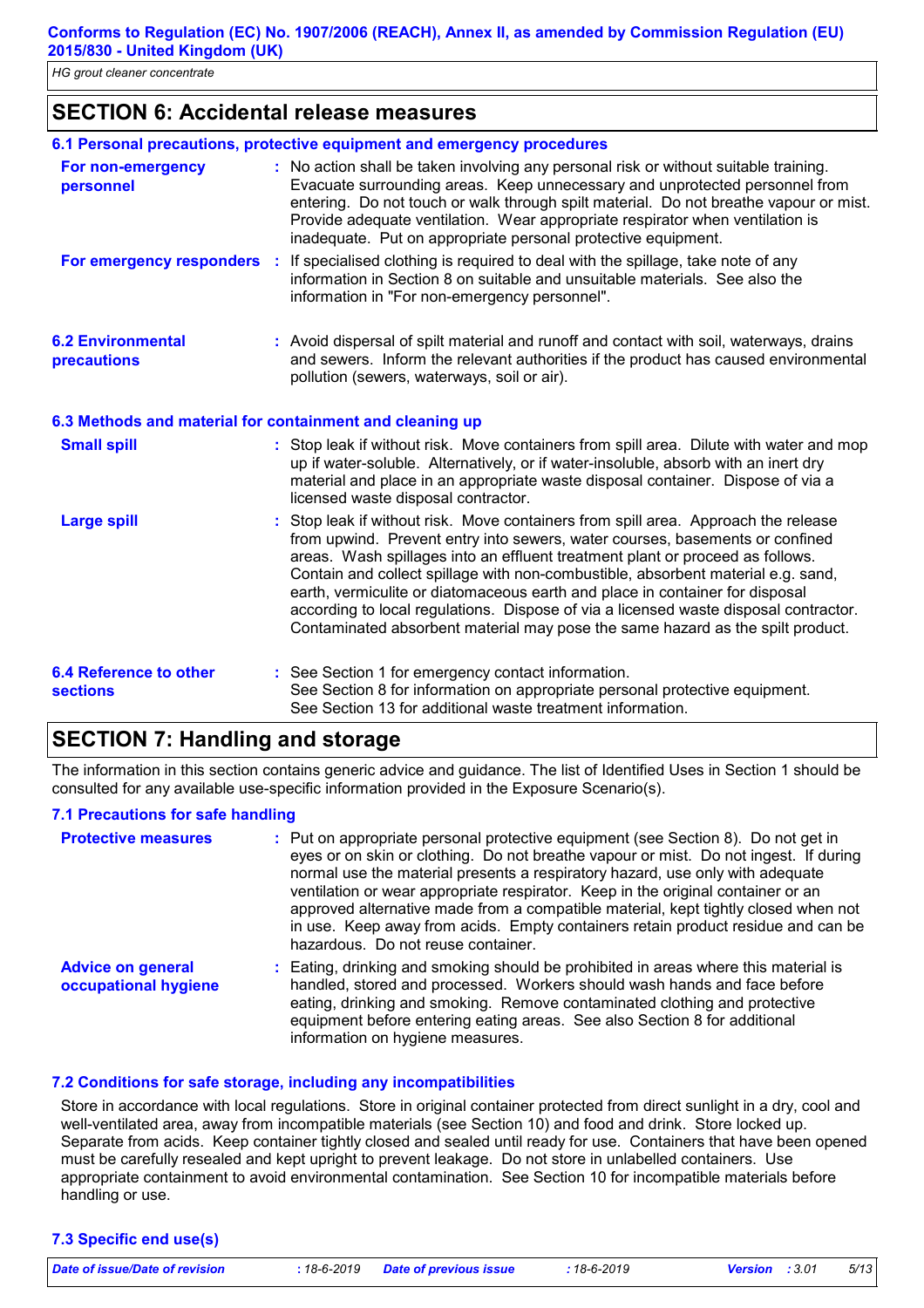## SECTION 6: Accidental release measures

### 6.1 Personal precautions, protective equipment and emergency procedures

**For non-emergency personnel** : No action shall be taken involving any personal risk or without suitable training. Evacuate surrounding areas. Keep unnecessary and unprotected personnel from entering. Do not touch or walk through spilt material. Do not breathe vapour or mist. Provide adequate ventilation. Wear appropriate respirator when ventilation is inadequate. Put on appropriate personal protective equipment.

**For emergency responders** : If specialised clothing is required to deal with the spillage, take note of any information in Section 8 on suitable and unsuitable materials. See also the information in "For non-emergency personnel".

**6.2 Environmental precautions** : Avoid dispersal of spilt material and runoff and contact with soil, waterways, drains and sewers. Inform the relevant authorities if the product has caused environmental pollution (sewers, waterways, soil or air).

### 6.3 Methods and material for containment and cleaning up

**Small spill** : Stop leak if without risk. Move containers from spill area. Dilute with water and mop up if water-soluble. Alternatively, or if water-insoluble, absorb with an inert dry material and place in an appropriate waste disposal container. Dispose of via a licensed waste disposal contractor.

**Large spill** : Stop leak if without risk. Move containers from spill area. Approach the release from upwind. Prevent entry into sewers, water courses, basements or confined areas. Wash spillages into an effluent treatment plant or proceed as follows. Contain and collect spillage with non-combustible, absorbent material e.g. sand, earth, vermiculite or diatomaceous earth and place in container for disposal according to local regulations. Dispose of via a licensed waste disposal contractor. Contaminated absorbent material may pose the same hazard as the spilt product.

**6.4 Reference to other sections** : See Section 1 for emergency contact information.
See Section 8 for information on appropriate personal protective equipment.
See Section 13 for additional waste treatment information.

## SECTION 7: Handling and storage

The information in this section contains generic advice and guidance. The list of Identified Uses in Section 1 should be consulted for any available use-specific information provided in the Exposure Scenario(s).

### 7.1 Precautions for safe handling

**Protective measures** : Put on appropriate personal protective equipment (see Section 8). Do not get in eyes or on skin or clothing. Do not breathe vapour or mist. Do not ingest. If during normal use the material presents a respiratory hazard, use only with adequate ventilation or wear appropriate respirator. Keep in the original container or an approved alternative made from a compatible material, kept tightly closed when not in use. Keep away from acids. Empty containers retain product residue and can be hazardous. Do not reuse container.

**Advice on general occupational hygiene** : Eating, drinking and smoking should be prohibited in areas where this material is handled, stored and processed. Workers should wash hands and face before eating, drinking and smoking. Remove contaminated clothing and protective equipment before entering eating areas. See also Section 8 for additional information on hygiene measures.

### 7.2 Conditions for safe storage, including any incompatibilities

Store in accordance with local regulations. Store in original container protected from direct sunlight in a dry, cool and well-ventilated area, away from incompatible materials (see Section 10) and food and drink. Store locked up. Separate from acids. Keep container tightly closed and sealed until ready for use. Containers that have been opened must be carefully resealed and kept upright to prevent leakage. Do not store in unlabelled containers. Use appropriate containment to avoid environmental contamination. See Section 10 for incompatible materials before handling or use.

### 7.3 Specific end use(s)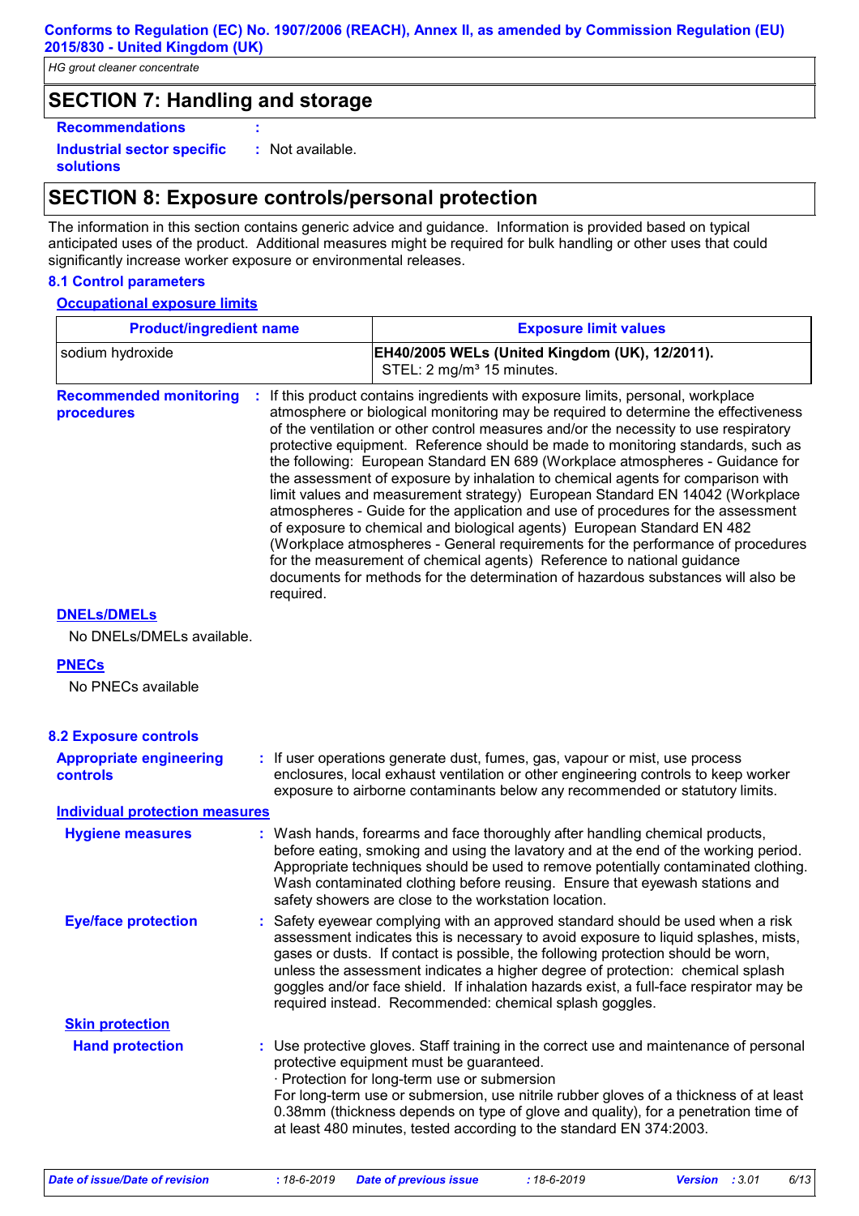## SECTION 7: Handling and storage

**Recommendations** :

**Industrial sector specific solutions** : Not available.

## SECTION 8: Exposure controls/personal protection

The information in this section contains generic advice and guidance. Information is provided based on typical anticipated uses of the product. Additional measures might be required for bulk handling or other uses that could significantly increase worker exposure or environmental releases.

### 8.1 Control parameters

**Occupational exposure limits**

| Product/ingredient name | Exposure limit values |
| --- | --- |
| sodium hydroxide | **EH40/2005 WELs (United Kingdom (UK), 12/2011).** STEL: 2 mg/m³ 15 minutes. |

**Recommended monitoring procedures** : If this product contains ingredients with exposure limits, personal, workplace atmosphere or biological monitoring may be required to determine the effectiveness of the ventilation or other control measures and/or the necessity to use respiratory protective equipment. Reference should be made to monitoring standards, such as the following: European Standard EN 689 (Workplace atmospheres - Guidance for the assessment of exposure by inhalation to chemical agents for comparison with limit values and measurement strategy) European Standard EN 14042 (Workplace atmospheres - Guide for the application and use of procedures for the assessment of exposure to chemical and biological agents) European Standard EN 482 (Workplace atmospheres - General requirements for the performance of procedures for the measurement of chemical agents) Reference to national guidance documents for methods for the determination of hazardous substances will also be required.

**DNELs/DMELs**

No DNELs/DMELs available.

**PNECs**

No PNECs available

### 8.2 Exposure controls

**Appropriate engineering controls** : If user operations generate dust, fumes, gas, vapour or mist, use process enclosures, local exhaust ventilation or other engineering controls to keep worker exposure to airborne contaminants below any recommended or statutory limits.

**Individual protection measures**

**Hygiene measures** : Wash hands, forearms and face thoroughly after handling chemical products, before eating, smoking and using the lavatory and at the end of the working period. Appropriate techniques should be used to remove potentially contaminated clothing. Wash contaminated clothing before reusing. Ensure that eyewash stations and safety showers are close to the workstation location.

**Eye/face protection** : Safety eyewear complying with an approved standard should be used when a risk assessment indicates this is necessary to avoid exposure to liquid splashes, mists, gases or dusts. If contact is possible, the following protection should be worn, unless the assessment indicates a higher degree of protection: chemical splash goggles and/or face shield. If inhalation hazards exist, a full-face respirator may be required instead. Recommended: chemical splash goggles.

**Skin protection**

**Hand protection** : Use protective gloves. Staff training in the correct use and maintenance of personal protective equipment must be guaranteed.
· Protection for long-term use or submersion
For long-term use or submersion, use nitrile rubber gloves of a thickness of at least 0.38mm (thickness depends on type of glove and quality), for a penetration time of at least 480 minutes, tested according to the standard EN 374:2003.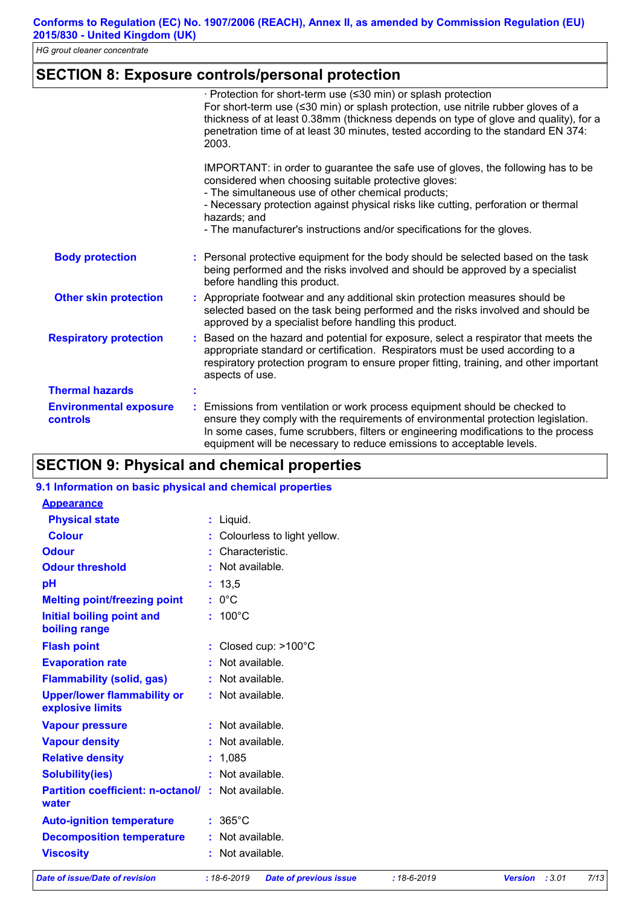## SECTION 8: Exposure controls/personal protection

· Protection for short-term use (≤30 min) or splash protection
For short-term use (≤30 min) or splash protection, use nitrile rubber gloves of a thickness of at least 0.38mm (thickness depends on type of glove and quality), for a penetration time of at least 30 minutes, tested according to the standard EN 374: 2003.

IMPORTANT: in order to guarantee the safe use of gloves, the following has to be considered when choosing suitable protective gloves:
- The simultaneous use of other chemical products;
- Necessary protection against physical risks like cutting, perforation or thermal hazards; and
- The manufacturer's instructions and/or specifications for the gloves.

**Body protection** : Personal protective equipment for the body should be selected based on the task being performed and the risks involved and should be approved by a specialist before handling this product.

**Other skin protection** : Appropriate footwear and any additional skin protection measures should be selected based on the task being performed and the risks involved and should be approved by a specialist before handling this product.

**Respiratory protection** : Based on the hazard and potential for exposure, select a respirator that meets the appropriate standard or certification. Respirators must be used according to a respiratory protection program to ensure proper fitting, training, and other important aspects of use.

**Thermal hazards** :

**Environmental exposure controls** : Emissions from ventilation or work process equipment should be checked to ensure they comply with the requirements of environmental protection legislation. In some cases, fume scrubbers, filters or engineering modifications to the process equipment will be necessary to reduce emissions to acceptable levels.

## SECTION 9: Physical and chemical properties

### 9.1 Information on basic physical and chemical properties

**Appearance**

| Property | Value |
|---|---|
| Physical state | Liquid. |
| Colour | Colourless to light yellow. |
| Odour | Characteristic. |
| Odour threshold | Not available. |
| pH | 13,5 |
| Melting point/freezing point | 0°C |
| Initial boiling point and boiling range | 100°C |
| Flash point | Closed cup: >100°C |
| Evaporation rate | Not available. |
| Flammability (solid, gas) | Not available. |
| Upper/lower flammability or explosive limits | Not available. |
| Vapour pressure | Not available. |
| Vapour density | Not available. |
| Relative density | 1,085 |
| Solubility(ies) | Not available. |
| Partition coefficient: n-octanol/water | Not available. |
| Auto-ignition temperature | 365°C |
| Decomposition temperature | Not available. |
| Viscosity | Not available. |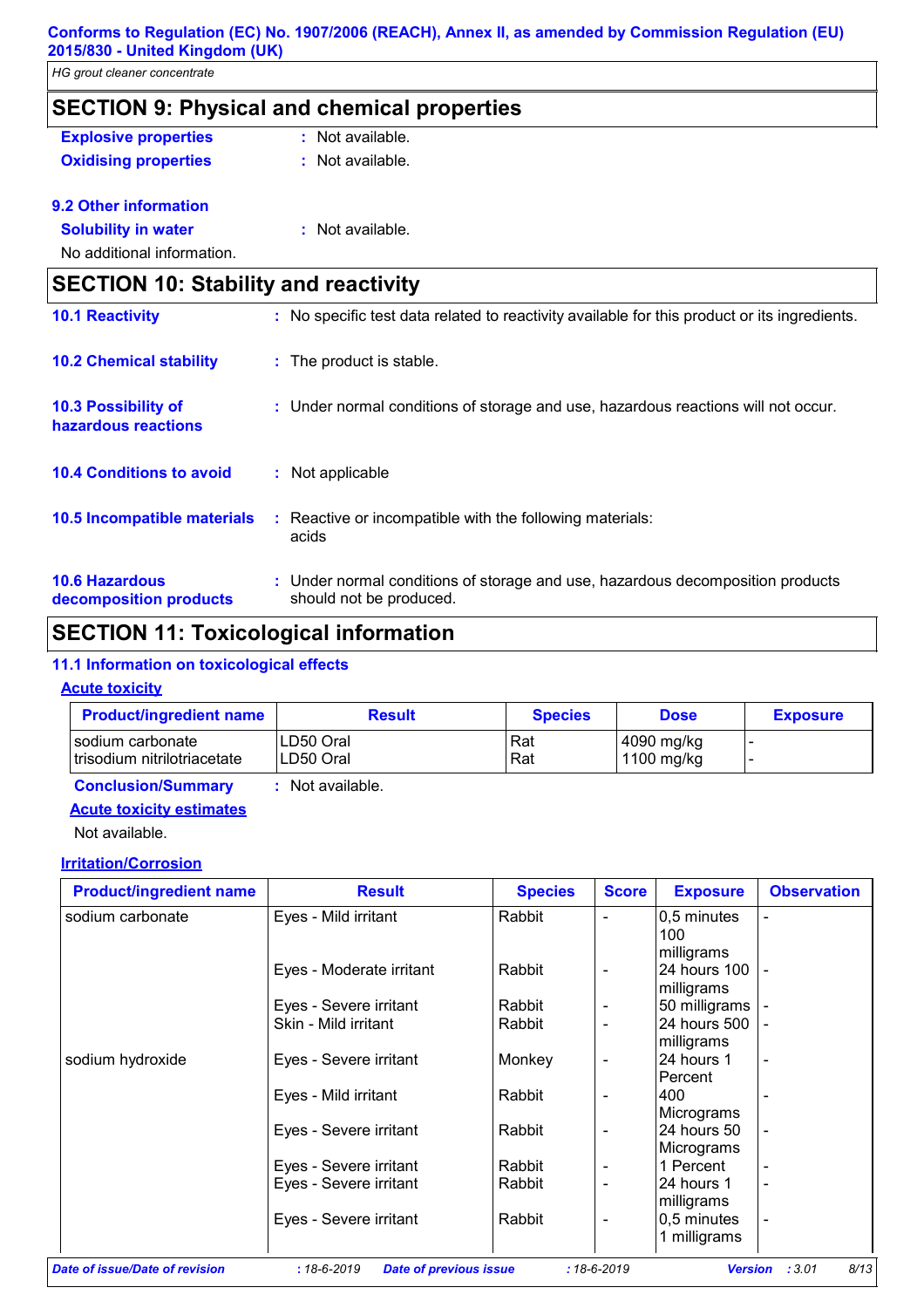## SECTION 9: Physical and chemical properties

**Explosive properties** : Not available.

**Oxidising properties** : Not available.

### 9.2 Other information

**Solubility in water** : Not available.

No additional information.

## SECTION 10: Stability and reactivity

**10.1 Reactivity** : No specific test data related to reactivity available for this product or its ingredients.

**10.2 Chemical stability** : The product is stable.

**10.3 Possibility of hazardous reactions** : Under normal conditions of storage and use, hazardous reactions will not occur.

**10.4 Conditions to avoid** : Not applicable

**10.5 Incompatible materials** : Reactive or incompatible with the following materials: acids

**10.6 Hazardous decomposition products** : Under normal conditions of storage and use, hazardous decomposition products should not be produced.

## SECTION 11: Toxicological information

### 11.1 Information on toxicological effects

**Acute toxicity**

| Product/ingredient name | Result | Species | Dose | Exposure |
|---|---|---|---|---|
| sodium carbonate | LD50 Oral | Rat | 4090 mg/kg | - |
| trisodium nitrilotriacetate | LD50 Oral | Rat | 1100 mg/kg | - |

**Conclusion/Summary** : Not available.

**Acute toxicity estimates**

Not available.

**Irritation/Corrosion**

| Product/ingredient name | Result | Species | Score | Exposure | Observation |
|---|---|---|---|---|---|
| sodium carbonate | Eyes - Mild irritant | Rabbit | - | 0,5 minutes 100 milligrams | - |
| | Eyes - Moderate irritant | Rabbit | - | 24 hours 100 milligrams | - |
| | Eyes - Severe irritant | Rabbit | - | 50 milligrams | - |
| | Skin - Mild irritant | Rabbit | - | 24 hours 500 milligrams | - |
| sodium hydroxide | Eyes - Severe irritant | Monkey | - | 24 hours 1 Percent | - |
| | Eyes - Mild irritant | Rabbit | - | 400 Micrograms | - |
| | Eyes - Severe irritant | Rabbit | - | 24 hours 50 Micrograms | - |
| | Eyes - Severe irritant | Rabbit | - | 1 Percent | - |
| | Eyes - Severe irritant | Rabbit | - | 24 hours 1 milligrams | - |
| | Eyes - Severe irritant | Rabbit | - | 0,5 minutes 1 milligrams | - |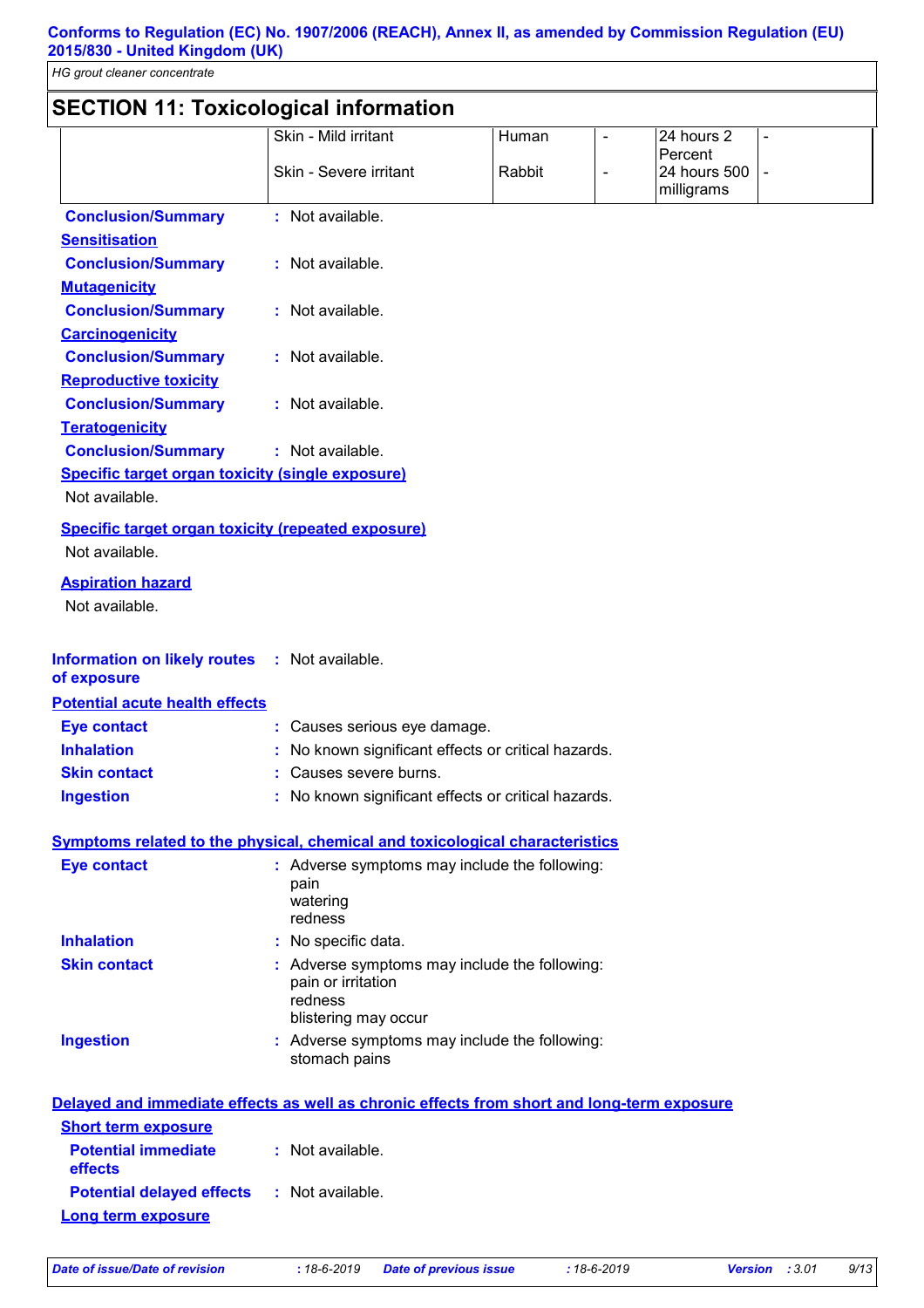## SECTION 11: Toxicological information

| | | | | | |
|---|---|---|---|---|---|
| | Skin - Mild irritant | Human | - | 24 hours 2 Percent | - |
| | Skin - Severe irritant | Rabbit | - | 24 hours 500 milligrams | - |

**Conclusion/Summary** : Not available.

**Sensitisation**

**Conclusion/Summary** : Not available.

**Mutagenicity**

**Conclusion/Summary** : Not available.

**Carcinogenicity**

**Conclusion/Summary** : Not available.

**Reproductive toxicity**

**Conclusion/Summary** : Not available.

**Teratogenicity**

**Conclusion/Summary** : Not available.

**Specific target organ toxicity (single exposure)**

Not available.

**Specific target organ toxicity (repeated exposure)**

Not available.

**Aspiration hazard**

Not available.

**Information on likely routes of exposure** : Not available.

**Potential acute health effects**

**Eye contact** : Causes serious eye damage.

**Inhalation** : No known significant effects or critical hazards.

**Skin contact** : Causes severe burns.

**Ingestion** : No known significant effects or critical hazards.

**Symptoms related to the physical, chemical and toxicological characteristics**

**Eye contact** : Adverse symptoms may include the following:
pain
watering
redness

**Inhalation** : No specific data.

**Skin contact** : Adverse symptoms may include the following:
pain or irritation
redness
blistering may occur

**Ingestion** : Adverse symptoms may include the following:
stomach pains

**Delayed and immediate effects as well as chronic effects from short and long-term exposure**

**Short term exposure**

**Potential immediate effects** : Not available.

**Potential delayed effects** : Not available.

**Long term exposure**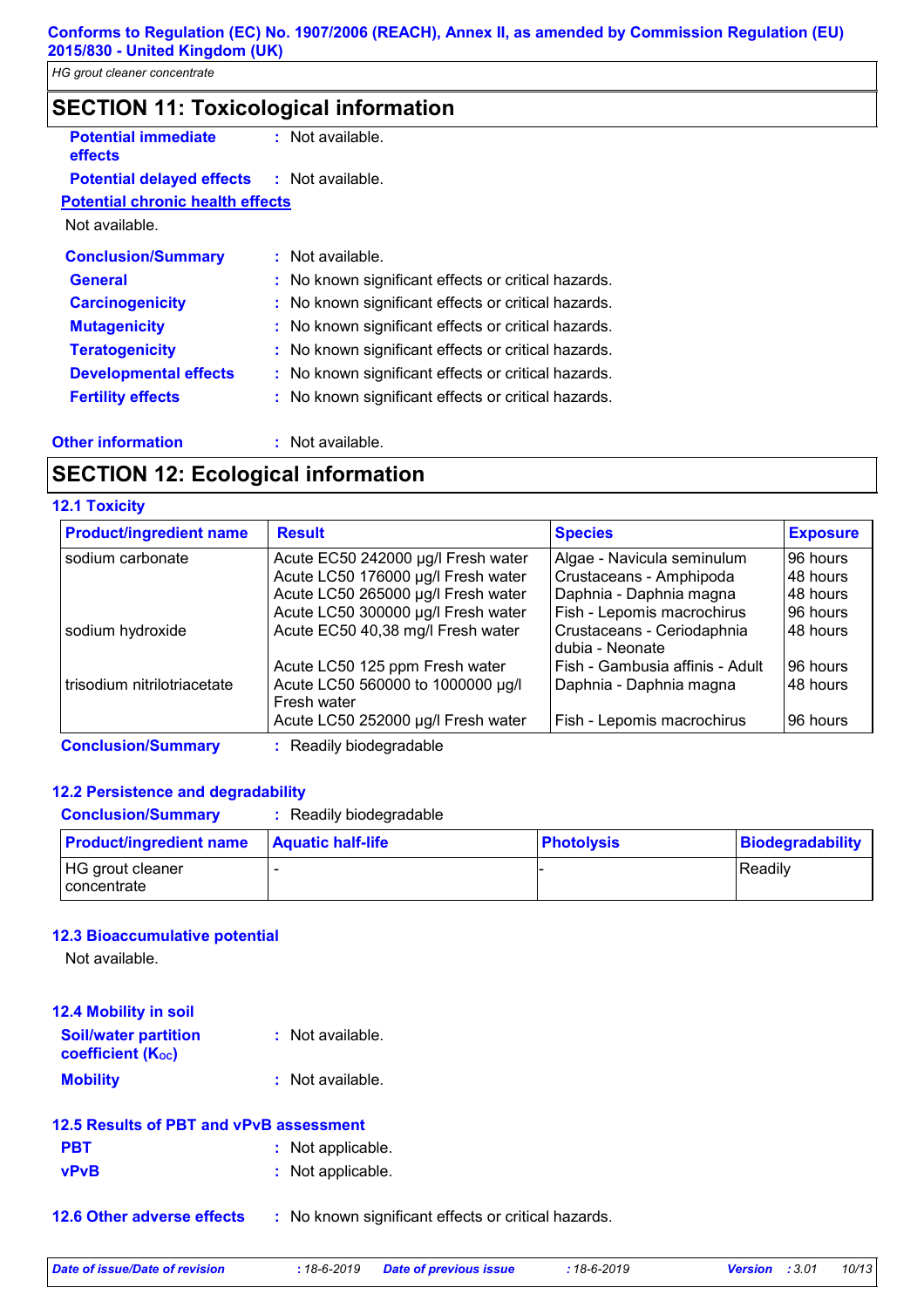## SECTION 11: Toxicological information

**Potential immediate effects** : Not available.

**Potential delayed effects** : Not available.

**Potential chronic health effects**

Not available.

**Conclusion/Summary** : Not available.

**General** : No known significant effects or critical hazards.

**Carcinogenicity** : No known significant effects or critical hazards.

**Mutagenicity** : No known significant effects or critical hazards.

**Teratogenicity** : No known significant effects or critical hazards.

**Developmental effects** : No known significant effects or critical hazards.

**Fertility effects** : No known significant effects or critical hazards.

**Other information** : Not available.

## SECTION 12: Ecological information

### 12.1 Toxicity

| Product/ingredient name | Result | Species | Exposure |
|---|---|---|---|
| sodium carbonate | Acute EC50 242000 µg/l Fresh water | Algae - Navicula seminulum | 96 hours |
| | Acute LC50 176000 µg/l Fresh water | Crustaceans - Amphipoda | 48 hours |
| | Acute LC50 265000 µg/l Fresh water | Daphnia - Daphnia magna | 48 hours |
| | Acute LC50 300000 µg/l Fresh water | Fish - Lepomis macrochirus | 96 hours |
| sodium hydroxide | Acute EC50 40,38 mg/l Fresh water | Crustaceans - Ceriodaphnia dubia - Neonate | 48 hours |
| | Acute LC50 125 ppm Fresh water | Fish - Gambusia affinis - Adult | 96 hours |
| trisodium nitrilotriacetate | Acute LC50 560000 to 1000000 µg/l Fresh water | Daphnia - Daphnia magna | 48 hours |
| | Acute LC50 252000 µg/l Fresh water | Fish - Lepomis macrochirus | 96 hours |

**Conclusion/Summary** : Readily biodegradable

### 12.2 Persistence and degradability

**Conclusion/Summary** : Readily biodegradable

| Product/ingredient name | Aquatic half-life | Photolysis | Biodegradability |
|---|---|---|---|
| HG grout cleaner concentrate | - | - | Readily |

### 12.3 Bioaccumulative potential

Not available.

### 12.4 Mobility in soil

**Soil/water partition coefficient ($K_{OC}$)** : Not available.

**Mobility** : Not available.

### 12.5 Results of PBT and vPvB assessment

**PBT** : Not applicable.

**vPvB** : Not applicable.

### 12.6 Other adverse effects : No known significant effects or critical hazards.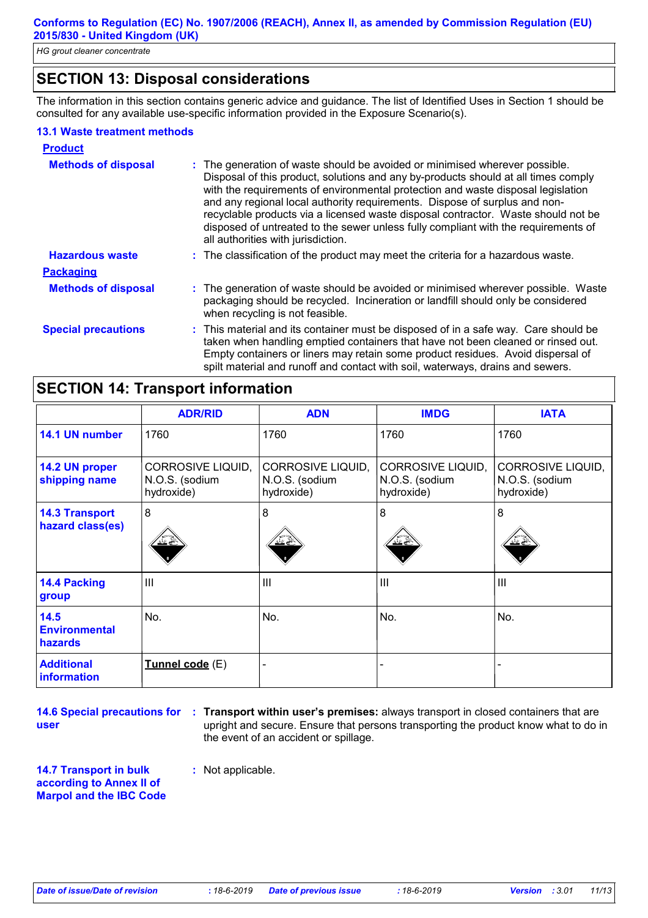## SECTION 13: Disposal considerations

The information in this section contains generic advice and guidance. The list of Identified Uses in Section 1 should be consulted for any available use-specific information provided in the Exposure Scenario(s).

### 13.1 Waste treatment methods

**Product**

**Methods of disposal** : The generation of waste should be avoided or minimised wherever possible. Disposal of this product, solutions and any by-products should at all times comply with the requirements of environmental protection and waste disposal legislation and any regional local authority requirements. Dispose of surplus and non-recyclable products via a licensed waste disposal contractor. Waste should not be disposed of untreated to the sewer unless fully compliant with the requirements of all authorities with jurisdiction.

**Hazardous waste** : The classification of the product may meet the criteria for a hazardous waste.

**Packaging**

**Methods of disposal** : The generation of waste should be avoided or minimised wherever possible. Waste packaging should be recycled. Incineration or landfill should only be considered when recycling is not feasible.

**Special precautions** : This material and its container must be disposed of in a safe way. Care should be taken when handling emptied containers that have not been cleaned or rinsed out. Empty containers or liners may retain some product residues. Avoid dispersal of spilt material and runoff and contact with soil, waterways, drains and sewers.

## SECTION 14: Transport information

| | ADR/RID | ADN | IMDG | IATA |
|---|---|---|---|---|
| 14.1 UN number | 1760 | 1760 | 1760 | 1760 |
| 14.2 UN proper shipping name | CORROSIVE LIQUID, N.O.S. (sodium hydroxide) | CORROSIVE LIQUID, N.O.S. (sodium hydroxide) | CORROSIVE LIQUID, N.O.S. (sodium hydroxide) | CORROSIVE LIQUID, N.O.S. (sodium hydroxide) |
| 14.3 Transport hazard class(es) | 8 | 8 | 8 | 8 |
| 14.4 Packing group | III | III | III | III |
| 14.5 Environmental hazards | No. | No. | No. | No. |
| Additional information | Tunnel code (E) | - | - | - |

**14.6 Special precautions for user** : **Transport within user's premises:** always transport in closed containers that are upright and secure. Ensure that persons transporting the product know what to do in the event of an accident or spillage.

**14.7 Transport in bulk according to Annex II of Marpol and the IBC Code** : Not applicable.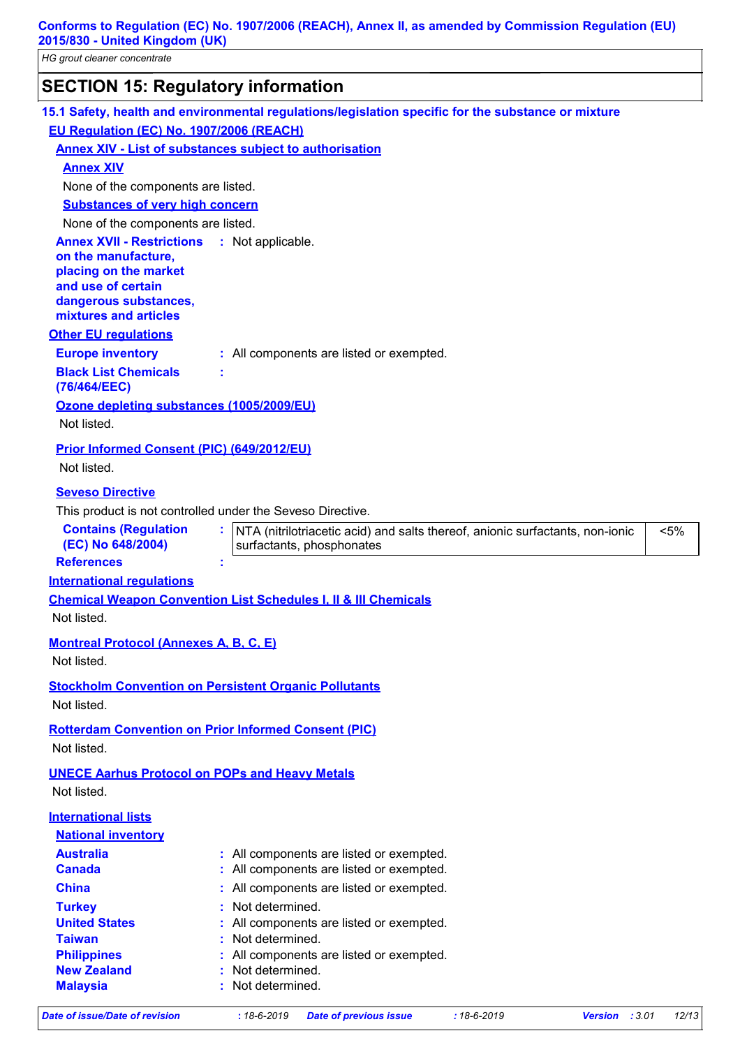## SECTION 15: Regulatory information

### 15.1 Safety, health and environmental regulations/legislation specific for the substance or mixture

**EU Regulation (EC) No. 1907/2006 (REACH)**

**Annex XIV - List of substances subject to authorisation**

**Annex XIV**

None of the components are listed.

**Substances of very high concern**

None of the components are listed.

**Annex XVII - Restrictions on the manufacture, placing on the market and use of certain dangerous substances, mixtures and articles** : Not applicable.

**Other EU regulations**

**Europe inventory** : All components are listed or exempted.

**Black List Chemicals (76/464/EEC)** :

**Ozone depleting substances (1005/2009/EU)**

Not listed.

**Prior Informed Consent (PIC) (649/2012/EU)**

Not listed.

**Seveso Directive**

This product is not controlled under the Seveso Directive.

**Contains (Regulation (EC) No 648/2004)** :

| | |
|---|---|
| NTA (nitrilotriacetic acid) and salts thereof, anionic surfactants, non-ionic surfactants, phosphonates | <5% |

**References** :

**International regulations**

**Chemical Weapon Convention List Schedules I, II & III Chemicals**

Not listed.

**Montreal Protocol (Annexes A, B, C, E)**

Not listed.

**Stockholm Convention on Persistent Organic Pollutants**

Not listed.

**Rotterdam Convention on Prior Informed Consent (PIC)**

Not listed.

**UNECE Aarhus Protocol on POPs and Heavy Metals**

Not listed.

**International lists**

**National inventory**

**Australia** : All components are listed or exempted.
**Canada** : All components are listed or exempted.
**China** : All components are listed or exempted.
**Turkey** : Not determined.
**United States** : All components are listed or exempted.
**Taiwan** : Not determined.
**Philippines** : All components are listed or exempted.
**New Zealand** : Not determined.
**Malaysia** : Not determined.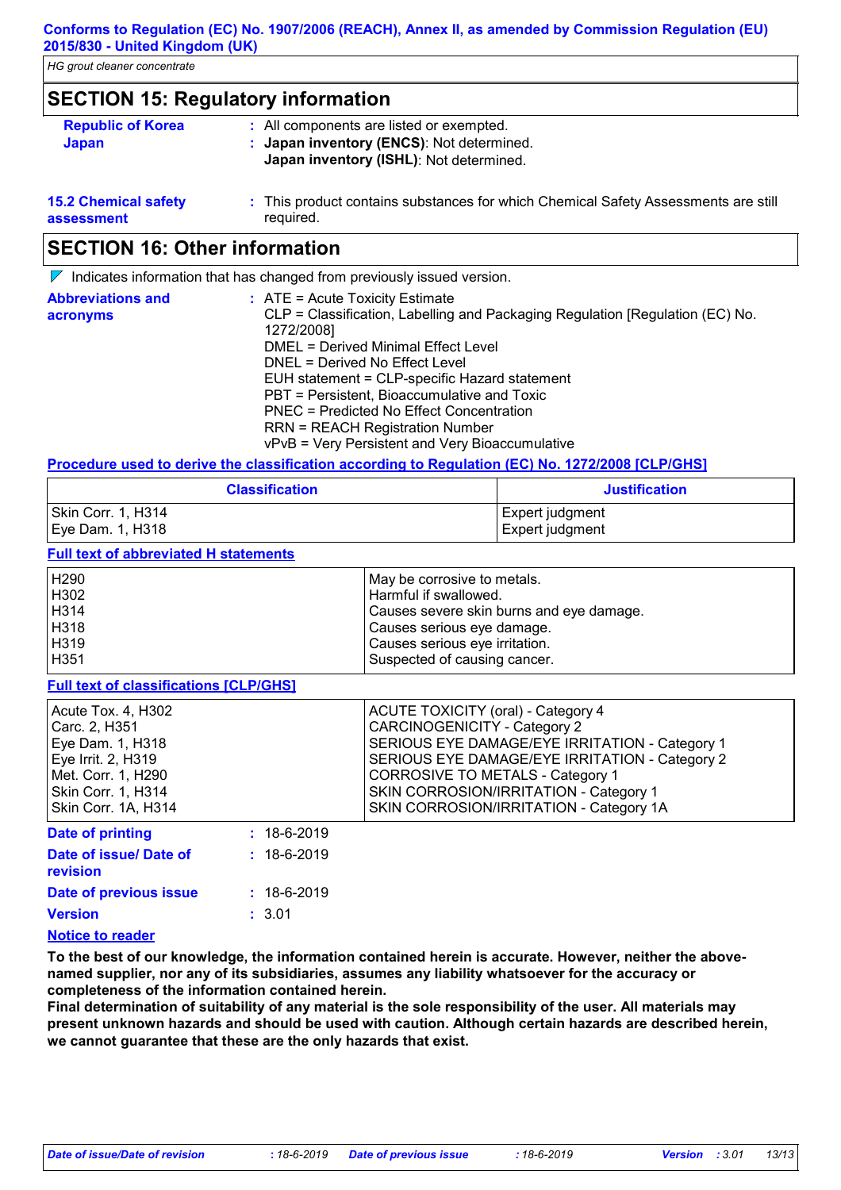## SECTION 15: Regulatory information

**Republic of Korea** : All components are listed or exempted.

**Japan** : **Japan inventory (ENCS)**: Not determined.
**Japan inventory (ISHL)**: Not determined.

**15.2 Chemical safety assessment** : This product contains substances for which Chemical Safety Assessments are still required.

## SECTION 16: Other information

Indicates information that has changed from previously issued version.

**Abbreviations and acronyms** :
ATE = Acute Toxicity Estimate
CLP = Classification, Labelling and Packaging Regulation [Regulation (EC) No. 1272/2008]
DMEL = Derived Minimal Effect Level
DNEL = Derived No Effect Level
EUH statement = CLP-specific Hazard statement
PBT = Persistent, Bioaccumulative and Toxic
PNEC = Predicted No Effect Concentration
RRN = REACH Registration Number
vPvB = Very Persistent and Very Bioaccumulative

**Procedure used to derive the classification according to Regulation (EC) No. 1272/2008 [CLP/GHS]**

| Classification | Justification |
|---|---|
| Skin Corr. 1, H314 | Expert judgment |
| Eye Dam. 1, H318 | Expert judgment |

**Full text of abbreviated H statements**

| | |
|---|---|
| H290 | May be corrosive to metals. |
| H302 | Harmful if swallowed. |
| H314 | Causes severe skin burns and eye damage. |
| H318 | Causes serious eye damage. |
| H319 | Causes serious eye irritation. |
| H351 | Suspected of causing cancer. |

**Full text of classifications [CLP/GHS]**

| | |
|---|---|
| Acute Tox. 4, H302 | ACUTE TOXICITY (oral) - Category 4 |
| Carc. 2, H351 | CARCINOGENICITY - Category 2 |
| Eye Dam. 1, H318 | SERIOUS EYE DAMAGE/EYE IRRITATION - Category 1 |
| Eye Irrit. 2, H319 | SERIOUS EYE DAMAGE/EYE IRRITATION - Category 2 |
| Met. Corr. 1, H290 | CORROSIVE TO METALS - Category 1 |
| Skin Corr. 1, H314 | SKIN CORROSION/IRRITATION - Category 1 |
| Skin Corr. 1A, H314 | SKIN CORROSION/IRRITATION - Category 1A |

**Date of printing** : 18-6-2019

**Date of issue/ Date of revision** : 18-6-2019

**Date of previous issue** : 18-6-2019

**Version** : 3.01

**Notice to reader**

**To the best of our knowledge, the information contained herein is accurate. However, neither the above-named supplier, nor any of its subsidiaries, assumes any liability whatsoever for the accuracy or completeness of the information contained herein.**
**Final determination of suitability of any material is the sole responsibility of the user. All materials may present unknown hazards and should be used with caution. Although certain hazards are described herein, we cannot guarantee that these are the only hazards that exist.**